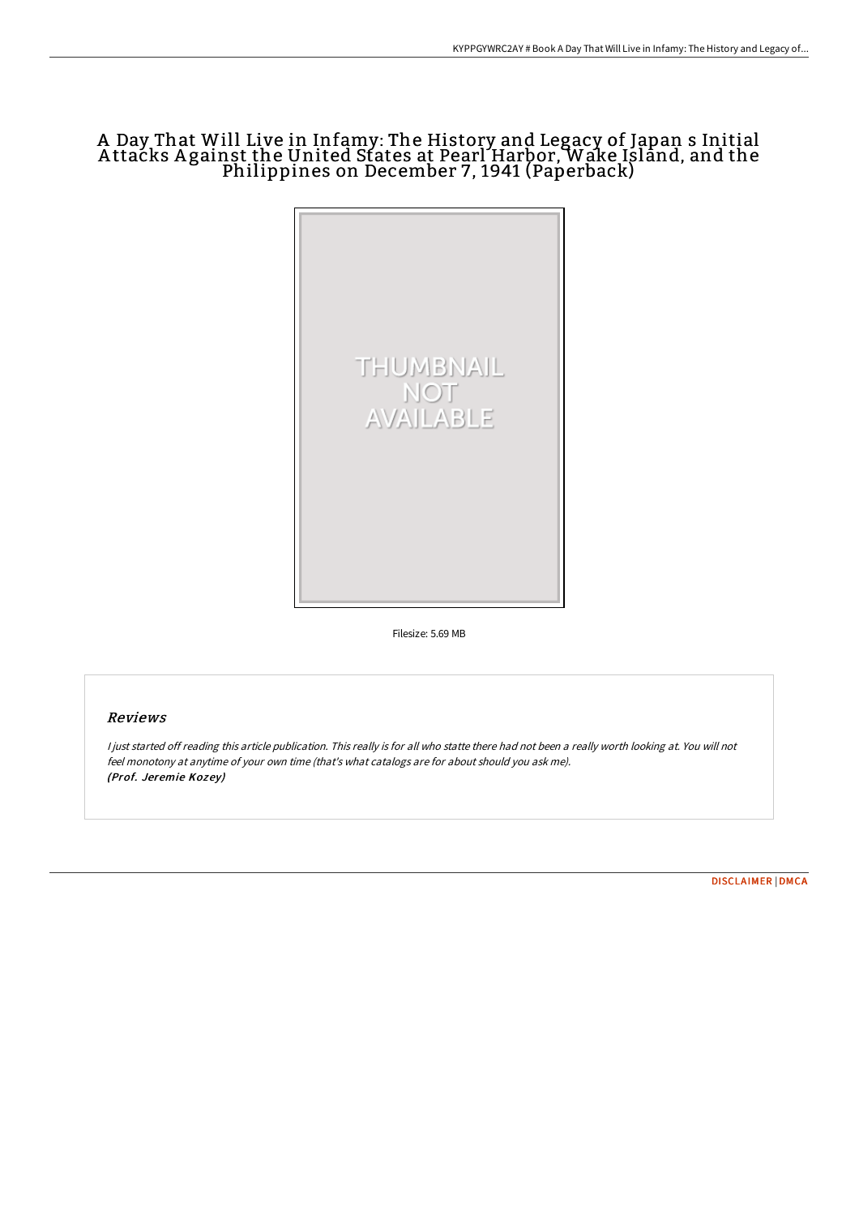# A Day That Will Live in Infamy: The History and Legacy of Japan s Initial Attacks Against the United States at Pearl Harbor, Wake Island, and the Philippines on December 7, 1941 (Paperback)

THUMBNAIL NOT AVAILABLE

Filesize: 5.69 MB

## Reviews

*I just started off reading this article publication. This really is for all who statte there had not been a really worth looking at. You will not feel monotony at anytime of your own time (that's what catalogs are for about should you ask me).*
***(Prof. Jeremie Kozey)***

DISCLAIMER | DMCA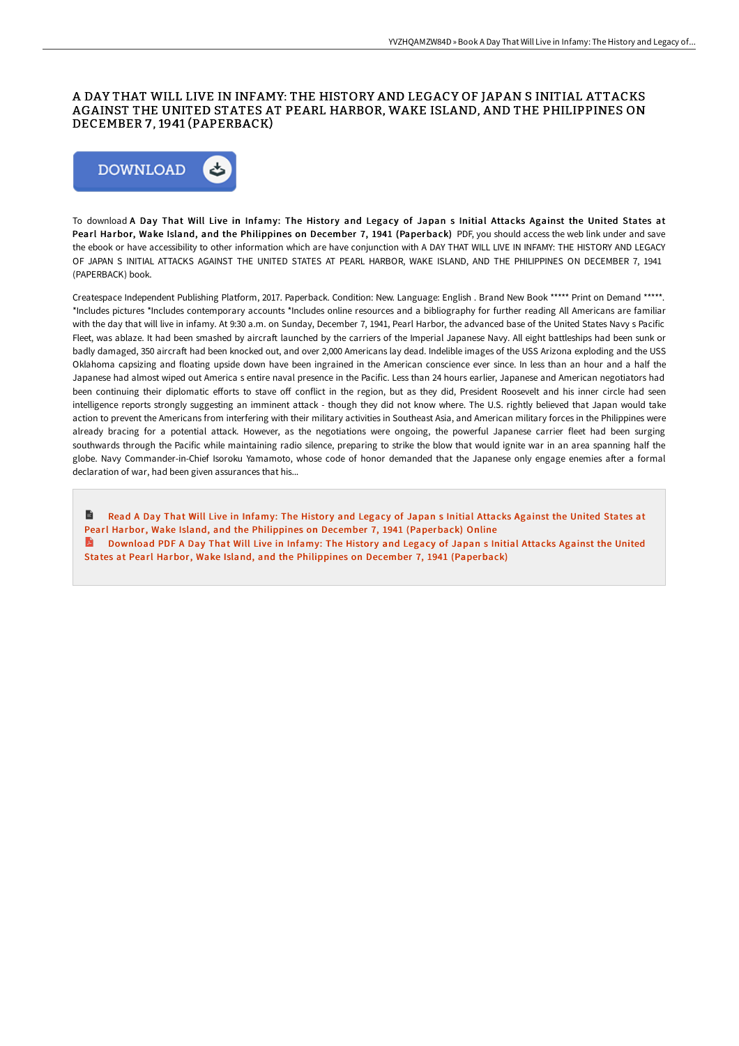# A DAY THAT WILL LIVE IN INFAMY: THE HISTORY AND LEGACY OF JAPAN S INITIAL ATTACKS AGAINST THE UNITED STATES AT PEARL HARBOR, WAKE ISLAND, AND THE PHILIPPINES ON DECEMBER 7, 1941 (PAPERBACK)

DOWNLOAD

To download **A Day That Will Live in Infamy: The History and Legacy of Japan s Initial Attacks Against the United States at Pearl Harbor, Wake Island, and the Philippines on December 7, 1941 (Paperback)** PDF, you should access the web link under and save the ebook or have accessibility to other information which are have conjunction with A DAY THAT WILL LIVE IN INFAMY: THE HISTORY AND LEGACY OF JAPAN S INITIAL ATTACKS AGAINST THE UNITED STATES AT PEARL HARBOR, WAKE ISLAND, AND THE PHILIPPINES ON DECEMBER 7, 1941 (PAPERBACK) book.

Createspace Independent Publishing Platform, 2017. Paperback. Condition: New. Language: English . Brand New Book ***** Print on Demand *****. *Includes pictures *Includes contemporary accounts *Includes online resources and a bibliography for further reading All Americans are familiar with the day that will live in infamy. At 9:30 a.m. on Sunday, December 7, 1941, Pearl Harbor, the advanced base of the United States Navy s Pacific Fleet, was ablaze. It had been smashed by aircraft launched by the carriers of the Imperial Japanese Navy. All eight battleships had been sunk or badly damaged, 350 aircraft had been knocked out, and over 2,000 Americans lay dead. Indelible images of the USS Arizona exploding and the USS Oklahoma capsizing and floating upside down have been ingrained in the American conscience ever since. In less than an hour and a half the Japanese had almost wiped out America s entire naval presence in the Pacific. Less than 24 hours earlier, Japanese and American negotiators had been continuing their diplomatic efforts to stave off conflict in the region, but as they did, President Roosevelt and his inner circle had seen intelligence reports strongly suggesting an imminent attack - though they did not know where. The U.S. rightly believed that Japan would take action to prevent the Americans from interfering with their military activities in Southeast Asia, and American military forces in the Philippines were already bracing for a potential attack. However, as the negotiations were ongoing, the powerful Japanese carrier fleet had been surging southwards through the Pacific while maintaining radio silence, preparing to strike the blow that would ignite war in an area spanning half the globe. Navy Commander-in-Chief Isoroku Yamamoto, whose code of honor demanded that the Japanese only engage enemies after a formal declaration of war, had been given assurances that his...

Read A Day That Will Live in Infamy: The History and Legacy of Japan s Initial Attacks Against the United States at Pearl Harbor, Wake Island, and the Philippines on December 7, 1941 (Paperback) Online

Download PDF A Day That Will Live in Infamy: The History and Legacy of Japan s Initial Attacks Against the United States at Pearl Harbor, Wake Island, and the Philippines on December 7, 1941 (Paperback)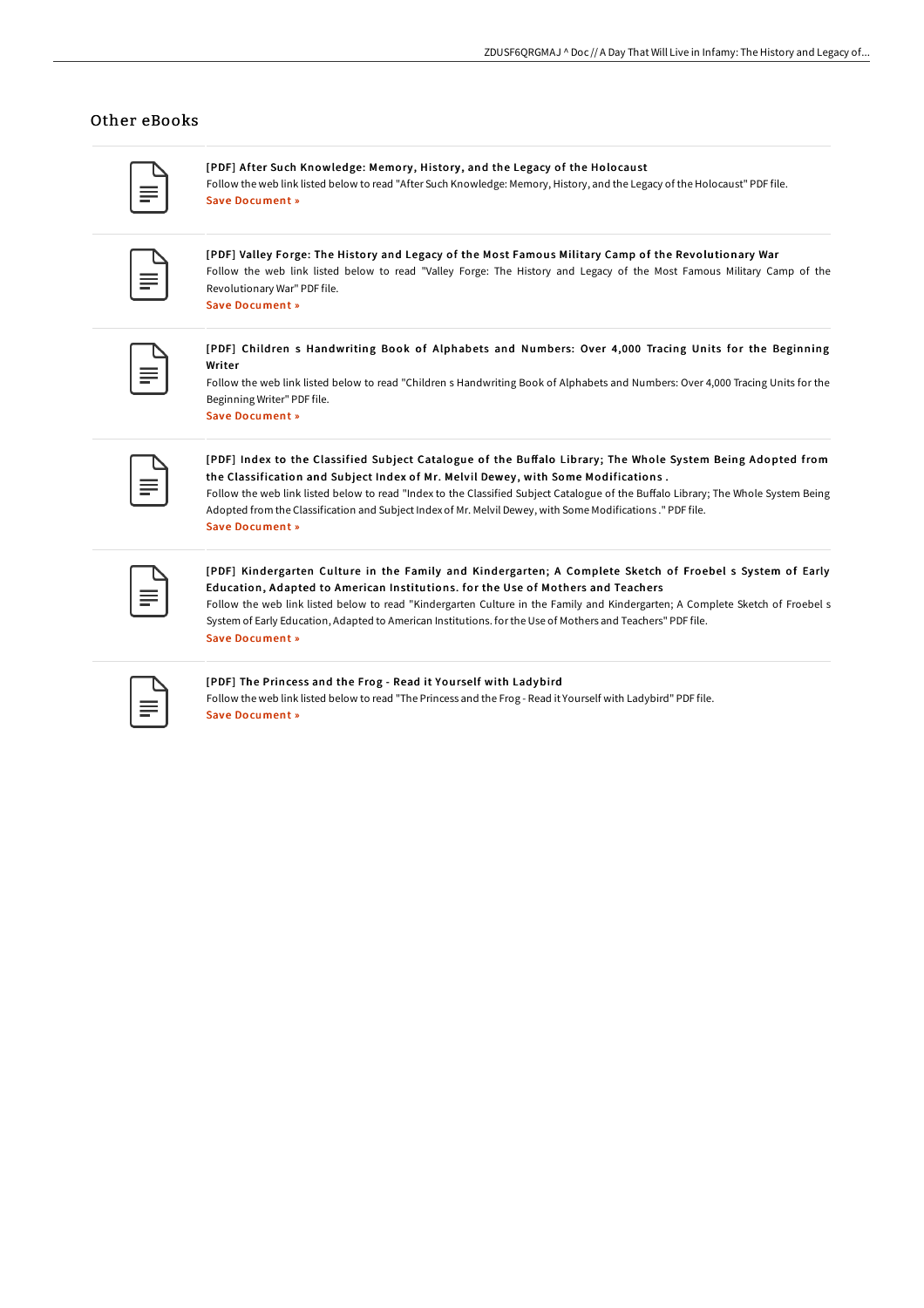## Other eBooks

**[PDF] After Such Knowledge: Memory, History, and the Legacy of the Holocaust**

Follow the web link listed below to read "After Such Knowledge: Memory, History, and the Legacy of the Holocaust" PDF file.

Save Document »

**[PDF] Valley Forge: The History and Legacy of the Most Famous Military Camp of the Revolutionary War**

Follow the web link listed below to read "Valley Forge: The History and Legacy of the Most Famous Military Camp of the Revolutionary War" PDF file.

Save Document »

**[PDF] Children s Handwriting Book of Alphabets and Numbers: Over 4,000 Tracing Units for the Beginning Writer**

Follow the web link listed below to read "Children s Handwriting Book of Alphabets and Numbers: Over 4,000 Tracing Units for the Beginning Writer" PDF file.

Save Document »

**[PDF] Index to the Classified Subject Catalogue of the Buffalo Library; The Whole System Being Adopted from the Classification and Subject Index of Mr. Melvil Dewey, with Some Modifications .**

Follow the web link listed below to read "Index to the Classified Subject Catalogue of the Buffalo Library; The Whole System Being Adopted from the Classification and Subject Index of Mr. Melvil Dewey, with Some Modifications ." PDF file.

Save Document »

**[PDF] Kindergarten Culture in the Family and Kindergarten; A Complete Sketch of Froebel s System of Early Education, Adapted to American Institutions. for the Use of Mothers and Teachers**

Follow the web link listed below to read "Kindergarten Culture in the Family and Kindergarten; A Complete Sketch of Froebel s System of Early Education, Adapted to American Institutions. for the Use of Mothers and Teachers" PDF file.

Save Document »

**[PDF] The Princess and the Frog - Read it Yourself with Ladybird**

Follow the web link listed below to read "The Princess and the Frog - Read it Yourself with Ladybird" PDF file.

Save Document »